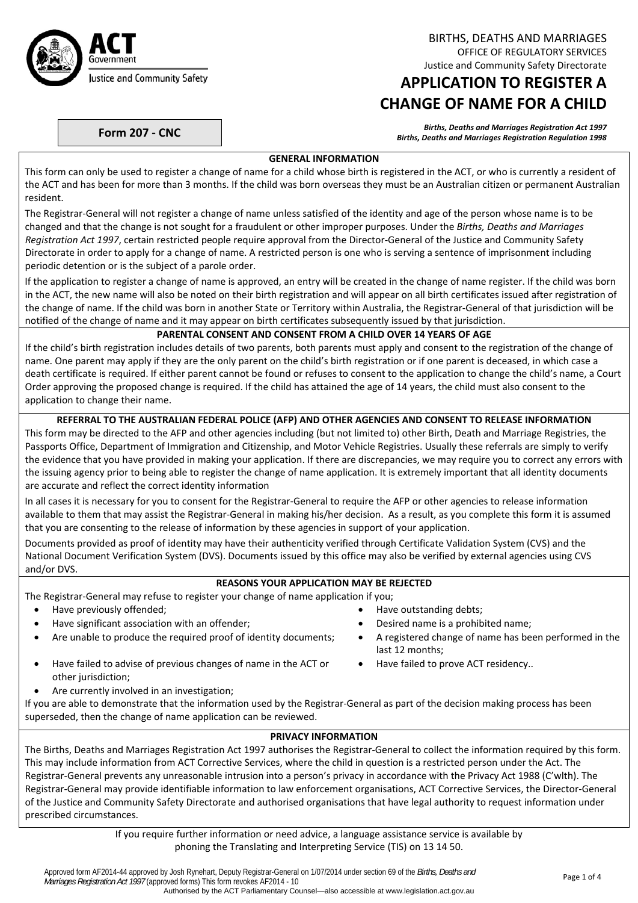ACT Government
Justice and Community Safety

BIRTHS, DEATHS AND MARRIAGES
OFFICE OF REGULATORY SERVICES
Justice and Community Safety Directorate

# APPLICATION TO REGISTER A CHANGE OF NAME FOR A CHILD

**Form 207 - CNC**

***Births, Deaths and Marriages Registration Act 1997***
***Births, Deaths and Marriages Registration Regulation 1998***

## GENERAL INFORMATION

This form can only be used to register a change of name for a child whose birth is registered in the ACT, or who is currently a resident of the ACT and has been for more than 3 months. If the child was born overseas they must be an Australian citizen or permanent Australian resident.

The Registrar-General will not register a change of name unless satisfied of the identity and age of the person whose name is to be changed and that the change is not sought for a fraudulent or other improper purposes. Under the *Births, Deaths and Marriages Registration Act 1997*, certain restricted people require approval from the Director-General of the Justice and Community Safety Directorate in order to apply for a change of name. A restricted person is one who is serving a sentence of imprisonment including periodic detention or is the subject of a parole order.

If the application to register a change of name is approved, an entry will be created in the change of name register. If the child was born in the ACT, the new name will also be noted on their birth registration and will appear on all birth certificates issued after registration of the change of name. If the child was born in another State or Territory within Australia, the Registrar-General of that jurisdiction will be notified of the change of name and it may appear on birth certificates subsequently issued by that jurisdiction.

## PARENTAL CONSENT AND CONSENT FROM A CHILD OVER 14 YEARS OF AGE

If the child's birth registration includes details of two parents, both parents must apply and consent to the registration of the change of name. One parent may apply if they are the only parent on the child's birth registration or if one parent is deceased, in which case a death certificate is required. If either parent cannot be found or refuses to consent to the application to change the child's name, a Court Order approving the proposed change is required. If the child has attained the age of 14 years, the child must also consent to the application to change their name.

## REFERRAL TO THE AUSTRALIAN FEDERAL POLICE (AFP) AND OTHER AGENCIES AND CONSENT TO RELEASE INFORMATION

This form may be directed to the AFP and other agencies including (but not limited to) other Birth, Death and Marriage Registries, the Passports Office, Department of Immigration and Citizenship, and Motor Vehicle Registries. Usually these referrals are simply to verify the evidence that you have provided in making your application. If there are discrepancies, we may require you to correct any errors with the issuing agency prior to being able to register the change of name application. It is extremely important that all identity documents are accurate and reflect the correct identity information

In all cases it is necessary for you to consent for the Registrar-General to require the AFP or other agencies to release information available to them that may assist the Registrar-General in making his/her decision. As a result, as you complete this form it is assumed that you are consenting to the release of information by these agencies in support of your application.

Documents provided as proof of identity may have their authenticity verified through Certificate Validation System (CVS) and the National Document Verification System (DVS). Documents issued by this office may also be verified by external agencies using CVS and/or DVS.

## REASONS YOUR APPLICATION MAY BE REJECTED

The Registrar-General may refuse to register your change of name application if you;

- Have previously offended;
- Have significant association with an offender;
- Are unable to produce the required proof of identity documents;
- Have failed to advise of previous changes of name in the ACT or other jurisdiction;
- Are currently involved in an investigation;
- Have outstanding debts;
- Desired name is a prohibited name;
- A registered change of name has been performed in the last 12 months;
- Have failed to prove ACT residency..

If you are able to demonstrate that the information used by the Registrar-General as part of the decision making process has been superseded, then the change of name application can be reviewed.

## PRIVACY INFORMATION

The Births, Deaths and Marriages Registration Act 1997 authorises the Registrar-General to collect the information required by this form. This may include information from ACT Corrective Services, where the child in question is a restricted person under the Act. The Registrar-General prevents any unreasonable intrusion into a person's privacy in accordance with the Privacy Act 1988 (C'wlth). The Registrar-General may provide identifiable information to law enforcement organisations, ACT Corrective Services, the Director-General of the Justice and Community Safety Directorate and authorised organisations that have legal authority to request information under prescribed circumstances.

If you require further information or need advice, a language assistance service is available by phoning the Translating and Interpreting Service (TIS) on 13 14 50.

Approved form AF2014-44 approved by Josh Rynehart, Deputy Registrar-General on 1/07/2014 under section 69 of the *Births, Deaths and Marriages Registration Act 1997* (approved forms) This form revokes AF2014 - 10
Authorised by the ACT Parliamentary Counsel—also accessible at www.legislation.act.gov.au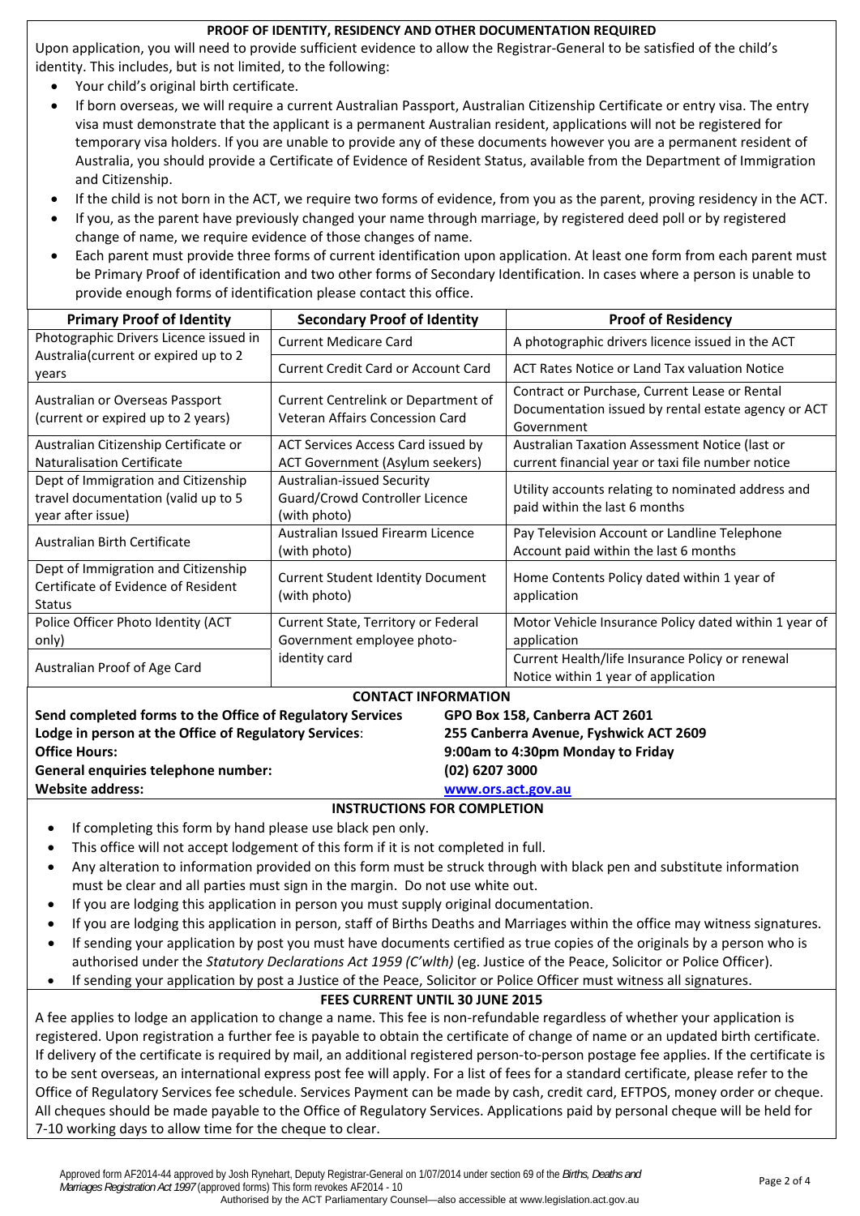## PROOF OF IDENTITY, RESIDENCY AND OTHER DOCUMENTATION REQUIRED

Upon application, you will need to provide sufficient evidence to allow the Registrar-General to be satisfied of the child's identity. This includes, but is not limited, to the following:

- Your child's original birth certificate.
- If born overseas, we will require a current Australian Passport, Australian Citizenship Certificate or entry visa. The entry visa must demonstrate that the applicant is a permanent Australian resident, applications will not be registered for temporary visa holders. If you are unable to provide any of these documents however you are a permanent resident of Australia, you should provide a Certificate of Evidence of Resident Status, available from the Department of Immigration and Citizenship.
- If the child is not born in the ACT, we require two forms of evidence, from you as the parent, proving residency in the ACT.
- If you, as the parent have previously changed your name through marriage, by registered deed poll or by registered change of name, we require evidence of those changes of name.
- Each parent must provide three forms of current identification upon application. At least one form from each parent must be Primary Proof of identification and two other forms of Secondary Identification. In cases where a person is unable to provide enough forms of identification please contact this office.

| Primary Proof of Identity | Secondary Proof of Identity | Proof of Residency |
|---|---|---|
| Photographic Drivers Licence issued in Australia(current or expired up to 2 years | Current Medicare Card | A photographic drivers licence issued in the ACT |
| | Current Credit Card or Account Card | ACT Rates Notice or Land Tax valuation Notice |
| Australian or Overseas Passport (current or expired up to 2 years) | Current Centrelink or Department of Veteran Affairs Concession Card | Contract or Purchase, Current Lease or Rental Documentation issued by rental estate agency or ACT Government |
| Australian Citizenship Certificate or Naturalisation Certificate | ACT Services Access Card issued by ACT Government (Asylum seekers) | Australian Taxation Assessment Notice (last or current financial year or taxi file number notice |
| Dept of Immigration and Citizenship travel documentation (valid up to 5 year after issue) | Australian-issued Security Guard/Crowd Controller Licence (with photo) | Utility accounts relating to nominated address and paid within the last 6 months |
| Australian Birth Certificate | Australian Issued Firearm Licence (with photo) | Pay Television Account or Landline Telephone Account paid within the last 6 months |
| Dept of Immigration and Citizenship Certificate of Evidence of Resident Status | Current Student Identity Document (with photo) | Home Contents Policy dated within 1 year of application |
| Police Officer Photo Identity (ACT only) | Current State, Territory or Federal Government employee photo-identity card | Motor Vehicle Insurance Policy dated within 1 year of application |
| Australian Proof of Age Card | | Current Health/life Insurance Policy or renewal Notice within 1 year of application |

## CONTACT INFORMATION

**Send completed forms to the Office of Regulatory Services** — **GPO Box 158, Canberra ACT 2601**
**Lodge in person at the Office of Regulatory Services**: — **255 Canberra Avenue, Fyshwick ACT 2609**
**Office Hours:** — **9:00am to 4:30pm Monday to Friday**
**General enquiries telephone number:** — **(02) 6207 3000**
**Website address:** — **www.ors.act.gov.au**

## INSTRUCTIONS FOR COMPLETION

- If completing this form by hand please use black pen only.
- This office will not accept lodgement of this form if it is not completed in full.
- Any alteration to information provided on this form must be struck through with black pen and substitute information must be clear and all parties must sign in the margin. Do not use white out.
- If you are lodging this application in person you must supply original documentation.
- If you are lodging this application in person, staff of Births Deaths and Marriages within the office may witness signatures.
- If sending your application by post you must have documents certified as true copies of the originals by a person who is authorised under the *Statutory Declarations Act 1959 (C'wlth)* (eg. Justice of the Peace, Solicitor or Police Officer).
- If sending your application by post a Justice of the Peace, Solicitor or Police Officer must witness all signatures.

## FEES CURRENT UNTIL 30 JUNE 2015

A fee applies to lodge an application to change a name. This fee is non-refundable regardless of whether your application is registered. Upon registration a further fee is payable to obtain the certificate of change of name or an updated birth certificate. If delivery of the certificate is required by mail, an additional registered person-to-person postage fee applies. If the certificate is to be sent overseas, an international express post fee will apply. For a list of fees for a standard certificate, please refer to the Office of Regulatory Services fee schedule. Services Payment can be made by cash, credit card, EFTPOS, money order or cheque. All cheques should be made payable to the Office of Regulatory Services. Applications paid by personal cheque will be held for 7-10 working days to allow time for the cheque to clear.

Approved form AF2014-44 approved by Josh Rynehart, Deputy Registrar-General on 1/07/2014 under section 69 of the *Births, Deaths and Marriages Registration Act 1997* (approved forms) This form revokes AF2014 - 10
Authorised by the ACT Parliamentary Counsel—also accessible at www.legislation.act.gov.au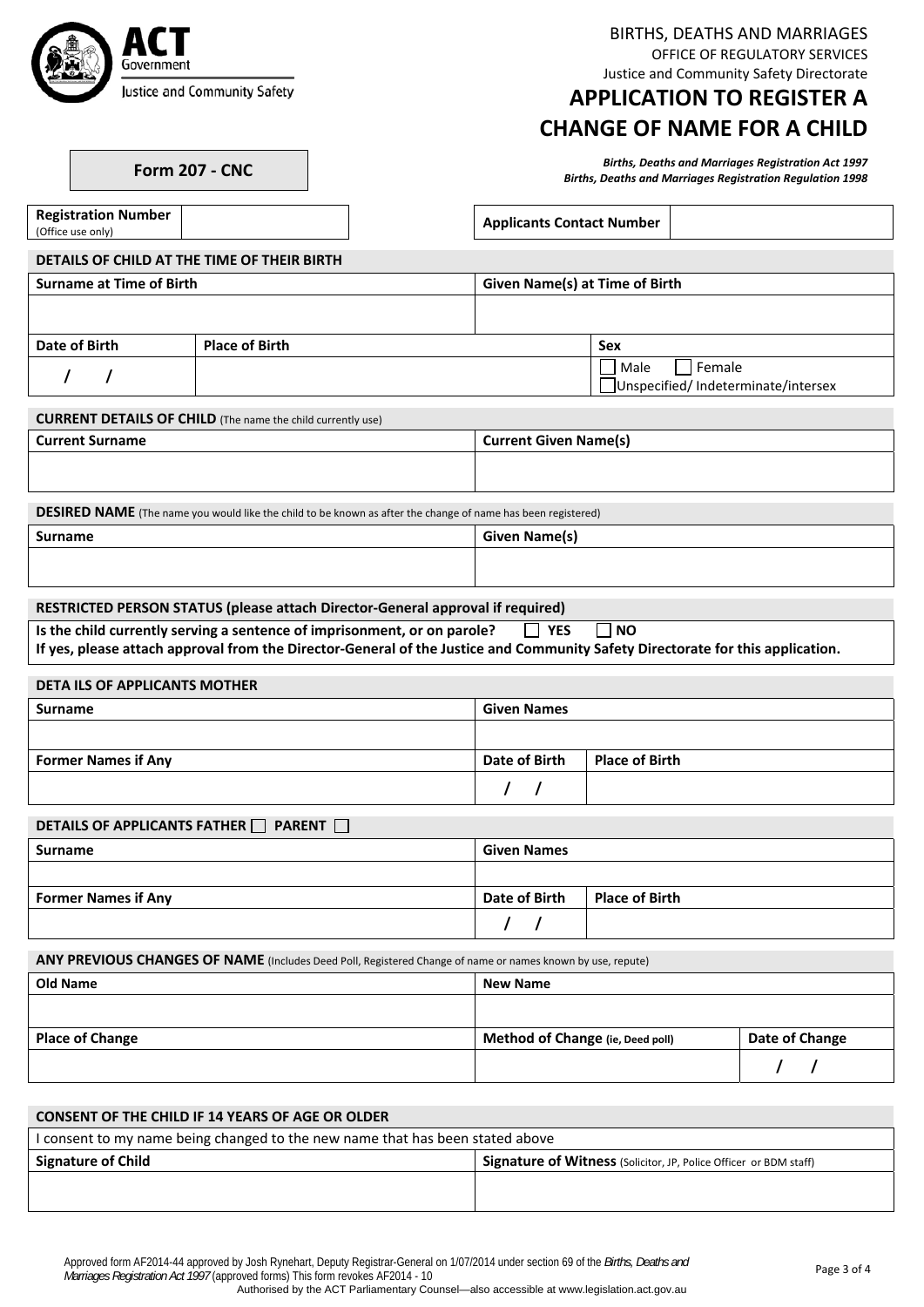ACT Government
Justice and Community Safety

BIRTHS, DEATHS AND MARRIAGES
OFFICE OF REGULATORY SERVICES
Justice and Community Safety Directorate

# APPLICATION TO REGISTER A CHANGE OF NAME FOR A CHILD

**Form 207 - CNC**

***Births, Deaths and Marriages Registration Act 1997***
***Births, Deaths and Marriages Registration Regulation 1998***

| **Registration Number** (Office use only) | | **Applicants Contact Number** | |
|---|---|---|---|

## DETAILS OF CHILD AT THE TIME OF THEIR BIRTH

| **Surname at Time of Birth** | **Given Name(s) at Time of Birth** |
|---|---|
| | |

| **Date of Birth** | **Place of Birth** | **Sex** |
|---|---|---|
| / / | | ☐ Male ☐ Female ☐ Unspecified/ Indeterminate/intersex |

## CURRENT DETAILS OF CHILD (The name the child currently use)

| **Current Surname** | **Current Given Name(s)** |
|---|---|
| | |

## DESIRED NAME (The name you would like the child to be known as after the change of name has been registered)

| **Surname** | **Given Name(s)** |
|---|---|
| | |

## RESTRICTED PERSON STATUS (please attach Director-General approval if required)

**Is the child currently serving a sentence of imprisonment, or on parole?** ☐ **YES** ☐ **NO**

**If yes, please attach approval from the Director-General of the Justice and Community Safety Directorate for this application.**

## DETA ILS OF APPLICANTS MOTHER

| **Surname** | **Given Names** | |
|---|---|---|
| | | |
| **Former Names if Any** | **Date of Birth** | **Place of Birth** |
| | / / | |

## DETAILS OF APPLICANTS FATHER ☐ PARENT ☐

| **Surname** | **Given Names** | |
|---|---|---|
| | | |
| **Former Names if Any** | **Date of Birth** | **Place of Birth** |
| | / / | |

## ANY PREVIOUS CHANGES OF NAME (Includes Deed Poll, Registered Change of name or names known by use, repute)

| **Old Name** | **New Name** | |
|---|---|---|
| | | |
| **Place of Change** | **Method of Change (ie, Deed poll)** | **Date of Change** |
| | | / / |

## CONSENT OF THE CHILD IF 14 YEARS OF AGE OR OLDER

I consent to my name being changed to the new name that has been stated above

| **Signature of Child** | **Signature of Witness** (Solicitor, JP, Police Officer or BDM staff) |
|---|---|
| | |

Approved form AF2014-44 approved by Josh Rynehart, Deputy Registrar-General on 1/07/2014 under section 69 of the *Births, Deaths and Marriages Registration Act 1997* (approved forms) This form revokes AF2014 - 10
Authorised by the ACT Parliamentary Counsel—also accessible at www.legislation.act.gov.au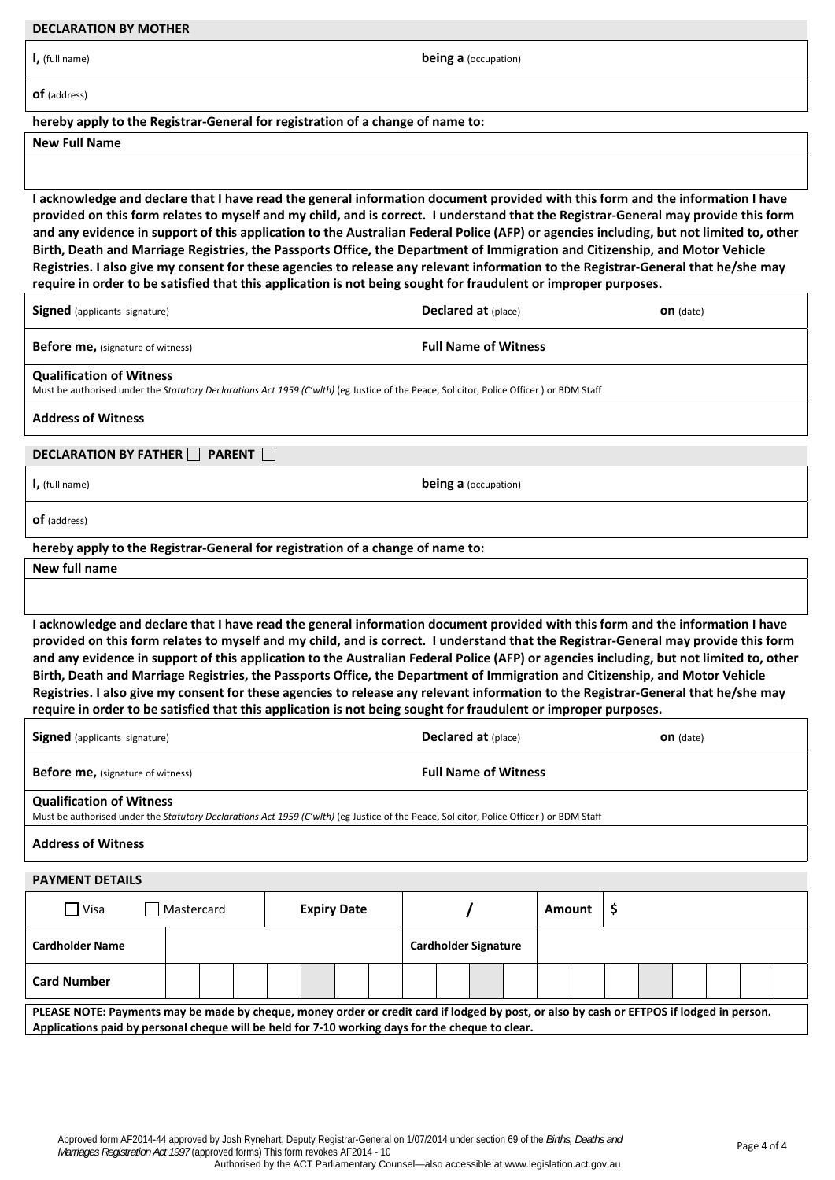## DECLARATION BY MOTHER

**I,** (full name) **being a** (occupation)

**of** (address)

**hereby apply to the Registrar-General for registration of a change of name to:**

**New Full Name**

**I acknowledge and declare that I have read the general information document provided with this form and the information I have provided on this form relates to myself and my child, and is correct. I understand that the Registrar-General may provide this form and any evidence in support of this application to the Australian Federal Police (AFP) or agencies including, but not limited to, other Birth, Death and Marriage Registries, the Passports Office, the Department of Immigration and Citizenship, and Motor Vehicle Registries. I also give my consent for these agencies to release any relevant information to the Registrar-General that he/she may require in order to be satisfied that this application is not being sought for fraudulent or improper purposes.**

**Signed** (applicants signature) **Declared at** (place) **on** (date)

**Before me,** (signature of witness) **Full Name of Witness**

**Qualification of Witness**
Must be authorised under the *Statutory Declarations Act 1959 (C'wlth)* (eg Justice of the Peace, Solicitor, Police Officer ) or BDM Staff

**Address of Witness**

## DECLARATION BY FATHER ☐ PARENT ☐

**I,** (full name) **being a** (occupation)

**of** (address)

**hereby apply to the Registrar-General for registration of a change of name to:**

**New full name**

**I acknowledge and declare that I have read the general information document provided with this form and the information I have provided on this form relates to myself and my child, and is correct. I understand that the Registrar-General may provide this form and any evidence in support of this application to the Australian Federal Police (AFP) or agencies including, but not limited to, other Birth, Death and Marriage Registries, the Passports Office, the Department of Immigration and Citizenship, and Motor Vehicle Registries. I also give my consent for these agencies to release any relevant information to the Registrar-General that he/she may require in order to be satisfied that this application is not being sought for fraudulent or improper purposes.**

**Signed** (applicants signature) **Declared at** (place) **on** (date)

**Before me,** (signature of witness) **Full Name of Witness**

**Qualification of Witness**
Must be authorised under the *Statutory Declarations Act 1959 (C'wlth)* (eg Justice of the Peace, Solicitor, Police Officer ) or BDM Staff

**Address of Witness**

## PAYMENT DETAILS

| | | | | | |
|---|---|---|---|---|---|
| ☐ Visa ☐ Mastercard | | **Expiry Date** | / | **Amount** | $ |
| **Cardholder Name** | | | **Cardholder Signature** | | |
| **Card Number** | | | | | |

**PLEASE NOTE: Payments may be made by cheque, money order or credit card if lodged by post, or also by cash or EFTPOS if lodged in person. Applications paid by personal cheque will be held for 7-10 working days for the cheque to clear.**

Approved form AF2014-44 approved by Josh Rynehart, Deputy Registrar-General on 1/07/2014 under section 69 of the *Births, Deaths and Marriages Registration Act 1997* (approved forms) This form revokes AF2014 - 10
Authorised by the ACT Parliamentary Counsel—also accessible at www.legislation.act.gov.au